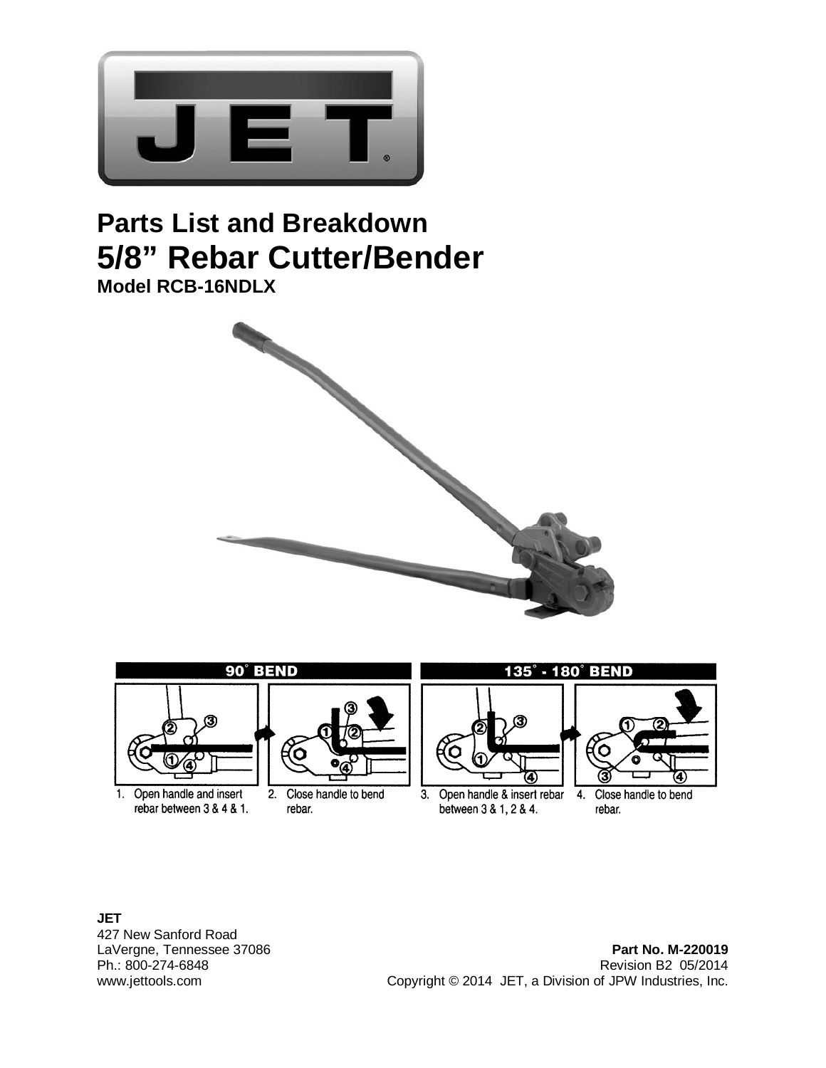# Parts List and Breakdown

# 5/8" Rebar Cutter/Bender

**Model RCB-16NDLX**

**90° BEND**

1. Open handle and insert rebar between 3 & 4 & 1.
2. Close handle to bend rebar.

**135° - 180° BEND**

3. Open handle & insert rebar between 3 & 1, 2 & 4.
4. Close handle to bend rebar.

**JET**
427 New Sanford Road
LaVergne, Tennessee 37086
Ph.: 800-274-6848
www.jettools.com

**Part No. M-220019**
Revision B2 05/2014
Copyright © 2014 JET, a Division of JPW Industries, Inc.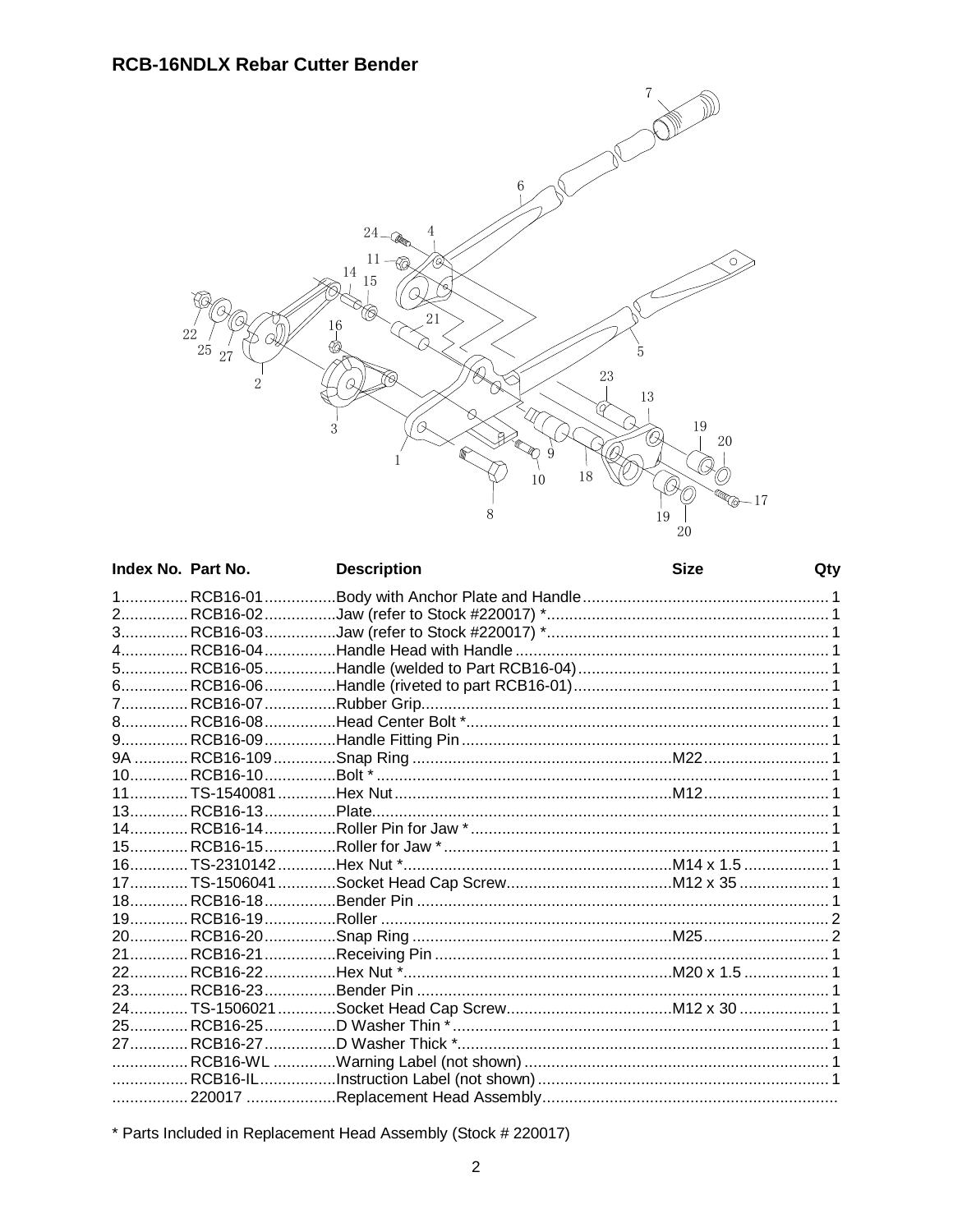## RCB-16NDLX Rebar Cutter Bender

7
6
24
4
11
14
15
21
22
25
27
16
5
2
23
13
3
19
20
9
1
10
18
17
8
19
20

| Index No. | Part No. | Description | Size | Qty |
|---|---|---|---|---|
| 1 | RCB16-01 | Body with Anchor Plate and Handle | | 1 |
| 2 | RCB16-02 | Jaw (refer to Stock #220017) * | | 1 |
| 3 | RCB16-03 | Jaw (refer to Stock #220017) * | | 1 |
| 4 | RCB16-04 | Handle Head with Handle | | 1 |
| 5 | RCB16-05 | Handle (welded to Part RCB16-04) | | 1 |
| 6 | RCB16-06 | Handle (riveted to part RCB16-01) | | 1 |
| 7 | RCB16-07 | Rubber Grip | | 1 |
| 8 | RCB16-08 | Head Center Bolt * | | 1 |
| 9 | RCB16-09 | Handle Fitting Pin | | 1 |
| 9A | RCB16-109 | Snap Ring | M22 | 1 |
| 10 | RCB16-10 | Bolt * | | 1 |
| 11 | TS-1540081 | Hex Nut | M12 | 1 |
| 13 | RCB16-13 | Plate | | 1 |
| 14 | RCB16-14 | Roller Pin for Jaw * | | 1 |
| 15 | RCB16-15 | Roller for Jaw * | | 1 |
| 16 | TS-2310142 | Hex Nut * | M14 x 1.5 | 1 |
| 17 | TS-1506041 | Socket Head Cap Screw | M12 x 35 | 1 |
| 18 | RCB16-18 | Bender Pin | | 1 |
| 19 | RCB16-19 | Roller | | 2 |
| 20 | RCB16-20 | Snap Ring | M25 | 2 |
| 21 | RCB16-21 | Receiving Pin | | 1 |
| 22 | RCB16-22 | Hex Nut * | M20 x 1.5 | 1 |
| 23 | RCB16-23 | Bender Pin | | 1 |
| 24 | TS-1506021 | Socket Head Cap Screw | M12 x 30 | 1 |
| 25 | RCB16-25 | D Washer Thin * | | 1 |
| 27 | RCB16-27 | D Washer Thick * | | 1 |
| | RCB16-WL | Warning Label (not shown) | | 1 |
| | RCB16-IL | Instruction Label (not shown) | | 1 |
| | 220017 | Replacement Head Assembly | | |

\* Parts Included in Replacement Head Assembly (Stock # 220017)